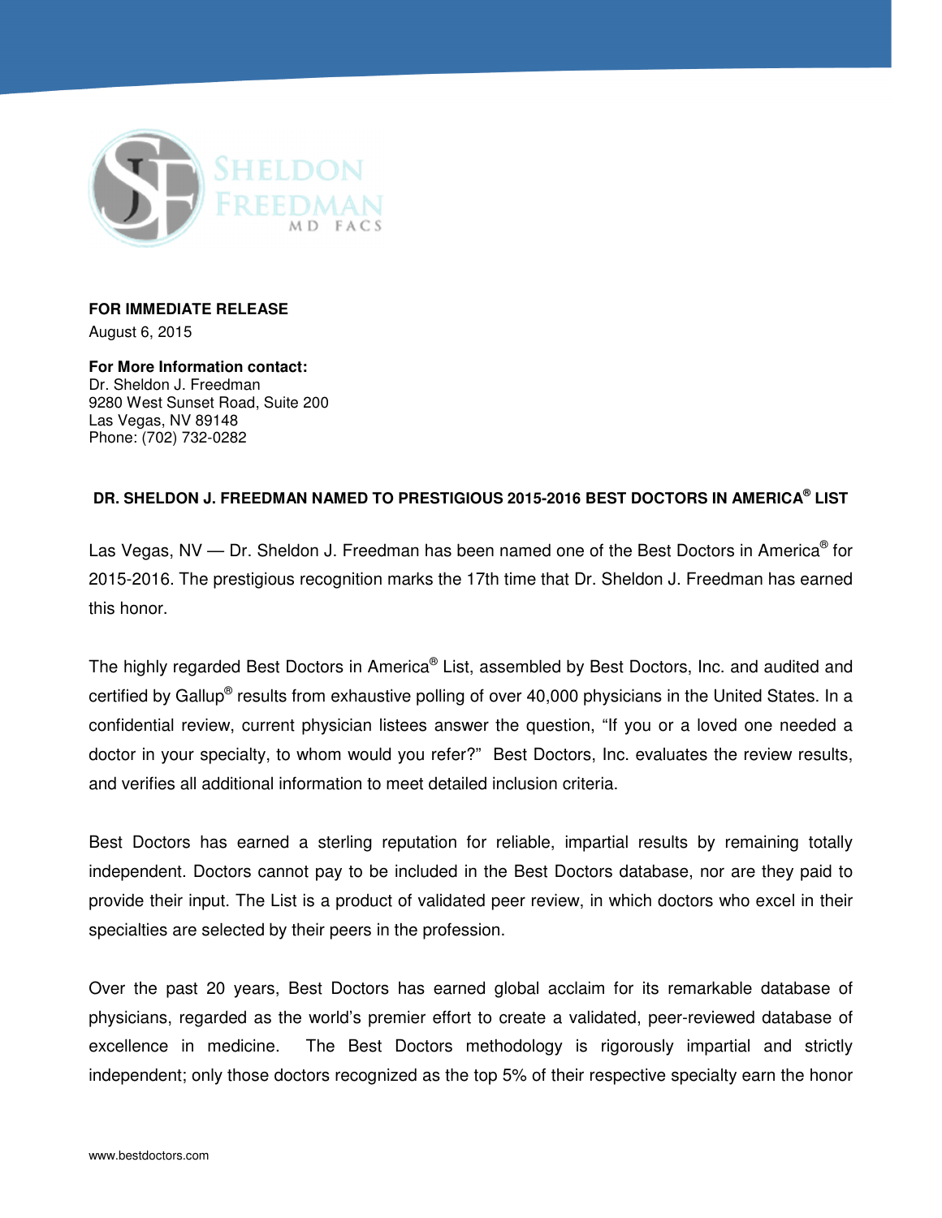Sheldon Freedman MD FACS

**FOR IMMEDIATE RELEASE**
August 6, 2015

**For More Information contact:**
Dr. Sheldon J. Freedman
9280 West Sunset Road, Suite 200
Las Vegas, NV 89148
Phone: (702) 732-0282

## DR. SHELDON J. FREEDMAN NAMED TO PRESTIGIOUS 2015-2016 BEST DOCTORS IN AMERICA® LIST

Las Vegas, NV — Dr. Sheldon J. Freedman has been named one of the Best Doctors in America® for 2015-2016. The prestigious recognition marks the 17th time that Dr. Sheldon J. Freedman has earned this honor.

The highly regarded Best Doctors in America® List, assembled by Best Doctors, Inc. and audited and certified by Gallup® results from exhaustive polling of over 40,000 physicians in the United States. In a confidential review, current physician listees answer the question, "If you or a loved one needed a doctor in your specialty, to whom would you refer?" Best Doctors, Inc. evaluates the review results, and verifies all additional information to meet detailed inclusion criteria.

Best Doctors has earned a sterling reputation for reliable, impartial results by remaining totally independent. Doctors cannot pay to be included in the Best Doctors database, nor are they paid to provide their input. The List is a product of validated peer review, in which doctors who excel in their specialties are selected by their peers in the profession.

Over the past 20 years, Best Doctors has earned global acclaim for its remarkable database of physicians, regarded as the world's premier effort to create a validated, peer-reviewed database of excellence in medicine. The Best Doctors methodology is rigorously impartial and strictly independent; only those doctors recognized as the top 5% of their respective specialty earn the honor

www.bestdoctors.com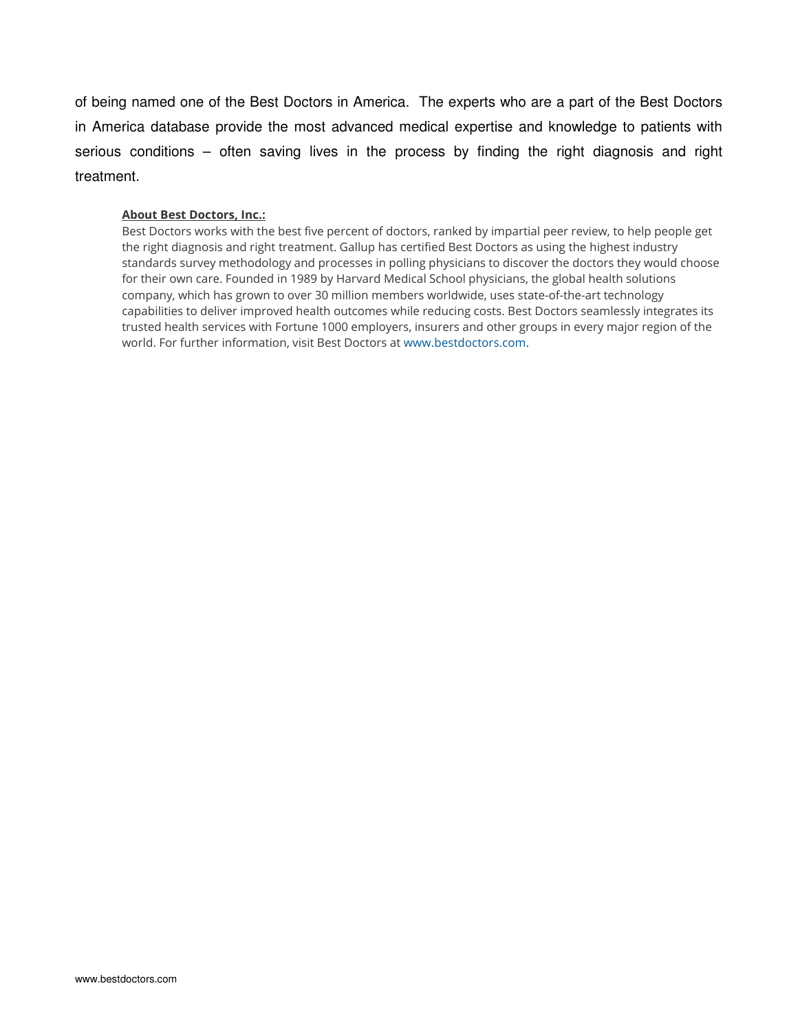of being named one of the Best Doctors in America. The experts who are a part of the Best Doctors in America database provide the most advanced medical expertise and knowledge to patients with serious conditions – often saving lives in the process by finding the right diagnosis and right treatment.

**About Best Doctors, Inc.:**

Best Doctors works with the best five percent of doctors, ranked by impartial peer review, to help people get the right diagnosis and right treatment. Gallup has certified Best Doctors as using the highest industry standards survey methodology and processes in polling physicians to discover the doctors they would choose for their own care. Founded in 1989 by Harvard Medical School physicians, the global health solutions company, which has grown to over 30 million members worldwide, uses state-of-the-art technology capabilities to deliver improved health outcomes while reducing costs. Best Doctors seamlessly integrates its trusted health services with Fortune 1000 employers, insurers and other groups in every major region of the world. For further information, visit Best Doctors at www.bestdoctors.com.